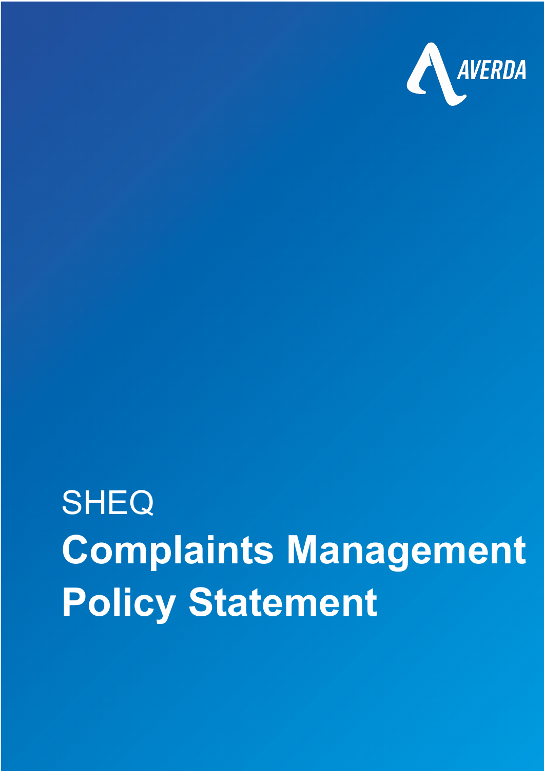AVERDA

SHEQ

# Complaints Management Policy Statement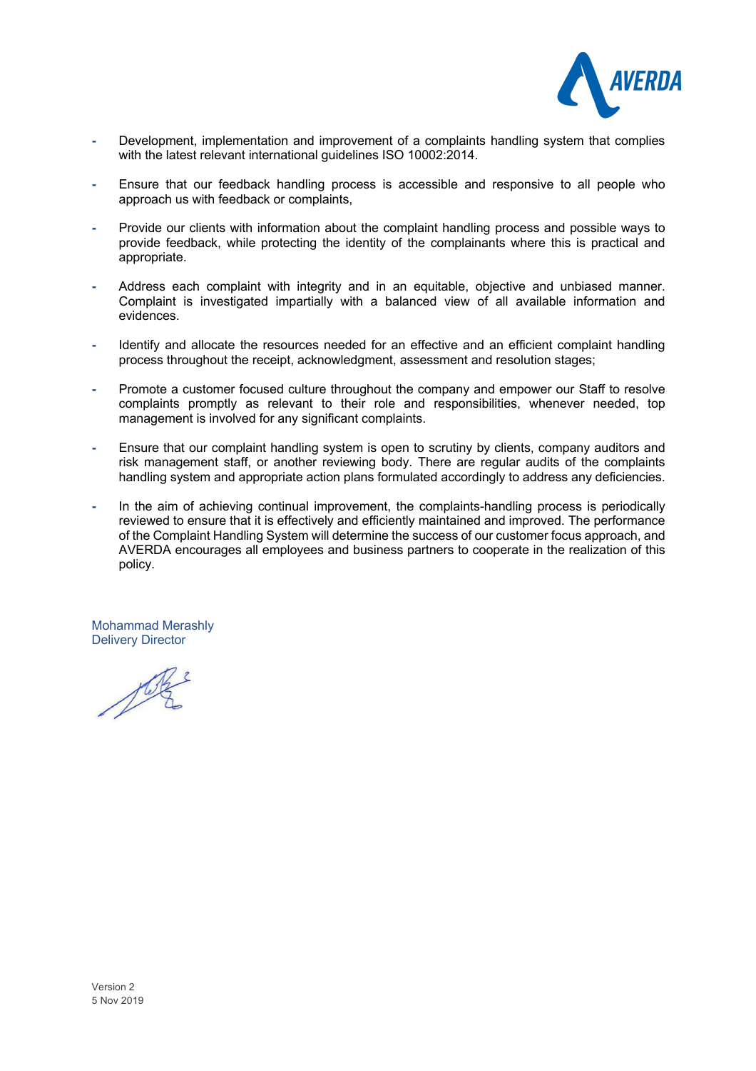- Development, implementation and improvement of a complaints handling system that complies with the latest relevant international guidelines ISO 10002:2014.

- Ensure that our feedback handling process is accessible and responsive to all people who approach us with feedback or complaints,

- Provide our clients with information about the complaint handling process and possible ways to provide feedback, while protecting the identity of the complainants where this is practical and appropriate.

- Address each complaint with integrity and in an equitable, objective and unbiased manner. Complaint is investigated impartially with a balanced view of all available information and evidences.

- Identify and allocate the resources needed for an effective and an efficient complaint handling process throughout the receipt, acknowledgment, assessment and resolution stages;

- Promote a customer focused culture throughout the company and empower our Staff to resolve complaints promptly as relevant to their role and responsibilities, whenever needed, top management is involved for any significant complaints.

- Ensure that our complaint handling system is open to scrutiny by clients, company auditors and risk management staff, or another reviewing body. There are regular audits of the complaints handling system and appropriate action plans formulated accordingly to address any deficiencies.

- In the aim of achieving continual improvement, the complaints-handling process is periodically reviewed to ensure that it is effectively and efficiently maintained and improved. The performance of the Complaint Handling System will determine the success of our customer focus approach, and AVERDA encourages all employees and business partners to cooperate in the realization of this policy.

Mohammad Merashly
Delivery Director

Version 2
5 Nov 2019